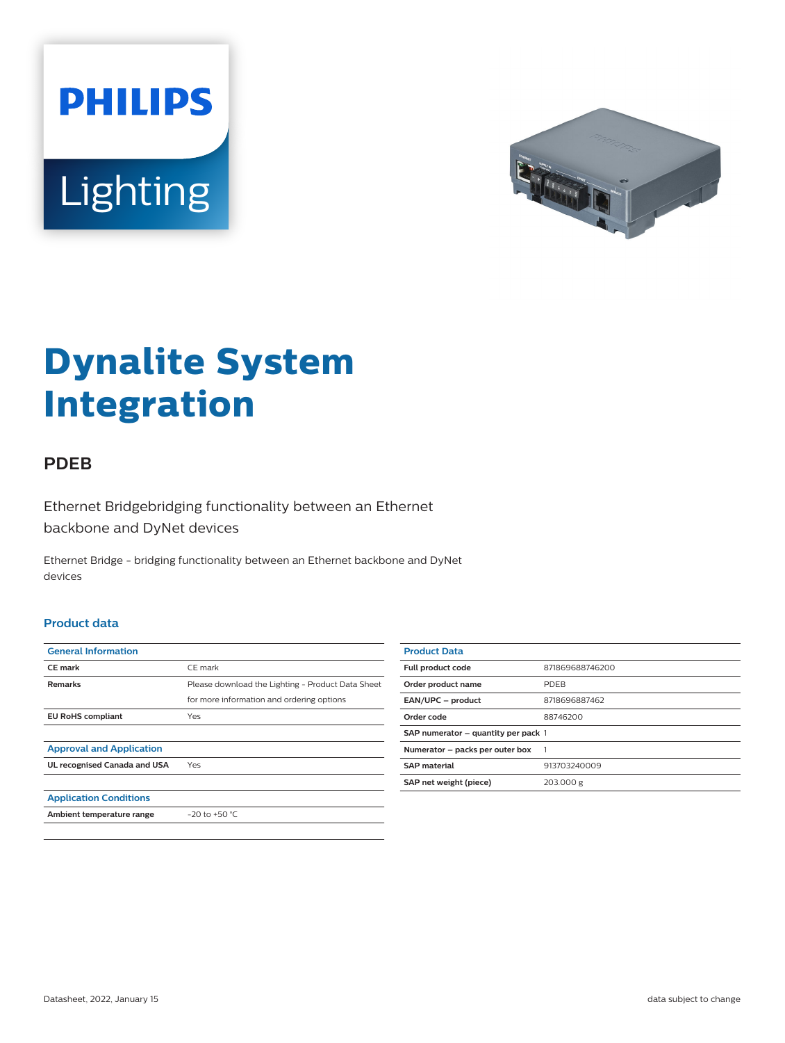# Dynalite System Integration

## PDEB

Ethernet Bridgebridging functionality between an Ethernet backbone and DyNet devices

Ethernet Bridge - bridging functionality between an Ethernet backbone and DyNet devices

### Product data

| General Information | |
|---|---|
| CE mark | CE mark |
| Remarks | Please download the Lighting - Product Data Sheet for more information and ordering options |
| EU RoHS compliant | Yes |

| Approval and Application | |
|---|---|
| UL recognised Canada and USA | Yes |

| Application Conditions | |
|---|---|
| Ambient temperature range | -20 to +50 °C |

| Product Data | |
|---|---|
| Full product code | 871869688746200 |
| Order product name | PDEB |
| EAN/UPC – product | 8718696887462 |
| Order code | 88746200 |
| SAP numerator – quantity per pack | 1 |
| Numerator – packs per outer box | 1 |
| SAP material | 913703240009 |
| SAP net weight (piece) | 203.000 g |

Datasheet, 2022, January 15

data subject to change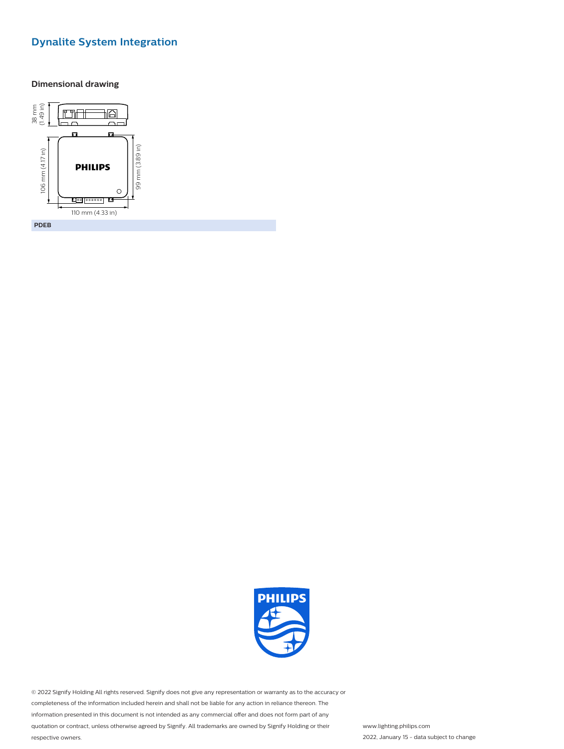# Dynalite System Integration

## Dimensional drawing

38 mm
(1.49 in)

106 mm (4.17 in)

PHILIPS

99 mm (3.89 in)

110 mm (4.33 in)

**PDEB**

© 2022 Signify Holding All rights reserved. Signify does not give any representation or warranty as to the accuracy or completeness of the information included herein and shall not be liable for any action in reliance thereon. The information presented in this document is not intended as any commercial offer and does not form part of any quotation or contract, unless otherwise agreed by Signify. All trademarks are owned by Signify Holding or their respective owners.

www.lighting.philips.com
2022, January 15 - data subject to change